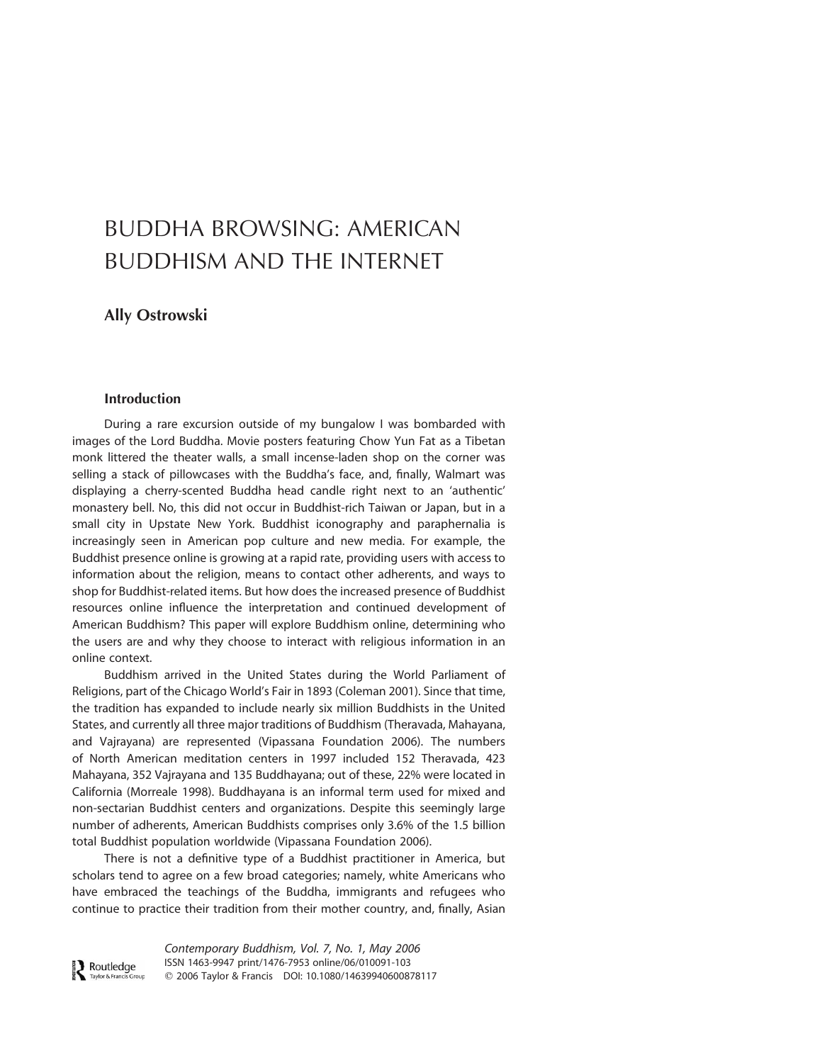# BUDDHA BROWSING: AMERICAN BUDDHISM AND THE INTERNET

**Ally Ostrowski**

## Introduction

During a rare excursion outside of my bungalow I was bombarded with images of the Lord Buddha. Movie posters featuring Chow Yun Fat as a Tibetan monk littered the theater walls, a small incense-laden shop on the corner was selling a stack of pillowcases with the Buddha's face, and, finally, Walmart was displaying a cherry-scented Buddha head candle right next to an 'authentic' monastery bell. No, this did not occur in Buddhist-rich Taiwan or Japan, but in a small city in Upstate New York. Buddhist iconography and paraphernalia is increasingly seen in American pop culture and new media. For example, the Buddhist presence online is growing at a rapid rate, providing users with access to information about the religion, means to contact other adherents, and ways to shop for Buddhist-related items. But how does the increased presence of Buddhist resources online influence the interpretation and continued development of American Buddhism? This paper will explore Buddhism online, determining who the users are and why they choose to interact with religious information in an online context.

Buddhism arrived in the United States during the World Parliament of Religions, part of the Chicago World's Fair in 1893 (Coleman 2001). Since that time, the tradition has expanded to include nearly six million Buddhists in the United States, and currently all three major traditions of Buddhism (Theravada, Mahayana, and Vajrayana) are represented (Vipassana Foundation 2006). The numbers of North American meditation centers in 1997 included 152 Theravada, 423 Mahayana, 352 Vajrayana and 135 Buddhayana; out of these, 22% were located in California (Morreale 1998). Buddhayana is an informal term used for mixed and non-sectarian Buddhist centers and organizations. Despite this seemingly large number of adherents, American Buddhists comprises only 3.6% of the 1.5 billion total Buddhist population worldwide (Vipassana Foundation 2006).

There is not a definitive type of a Buddhist practitioner in America, but scholars tend to agree on a few broad categories; namely, white Americans who have embraced the teachings of the Buddha, immigrants and refugees who continue to practice their tradition from their mother country, and, finally, Asian

*Contemporary Buddhism, Vol. 7, No. 1, May 2006*
ISSN 1463-9947 print/1476-7953 online/06/010091-103
© 2006 Taylor & Francis DOI: 10.1080/14639940600878117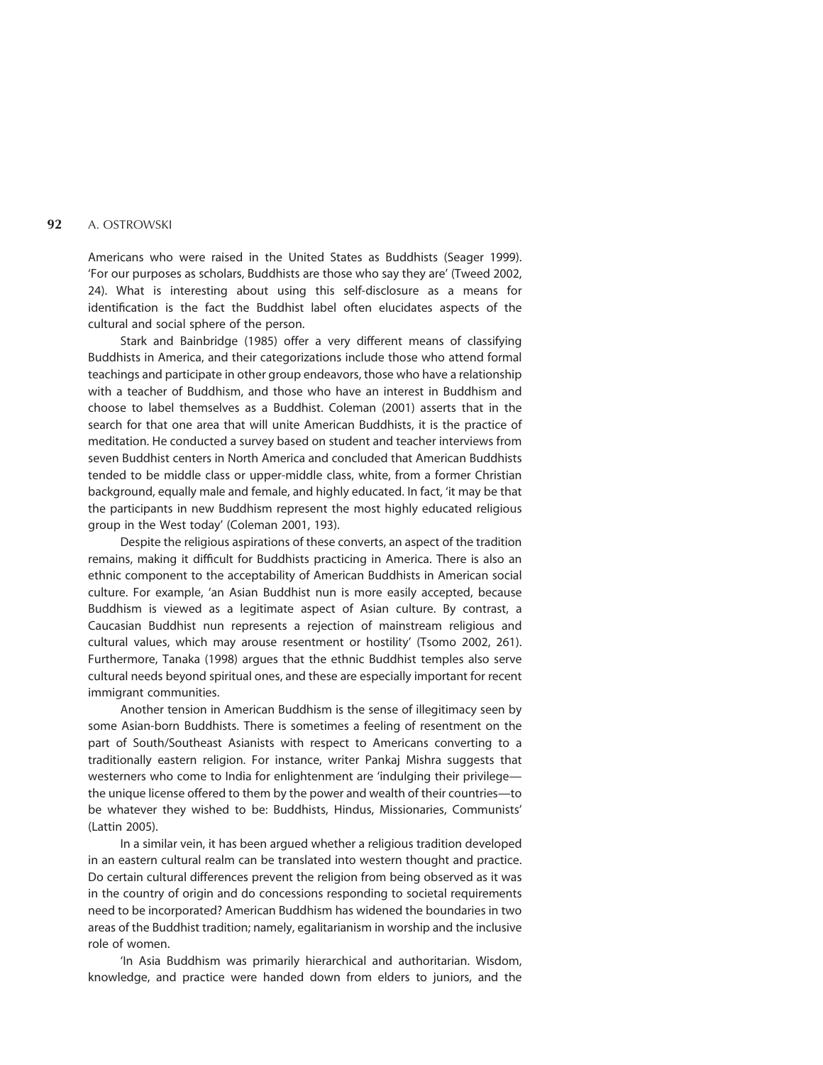Americans who were raised in the United States as Buddhists (Seager 1999). 'For our purposes as scholars, Buddhists are those who say they are' (Tweed 2002, 24). What is interesting about using this self-disclosure as a means for identification is the fact the Buddhist label often elucidates aspects of the cultural and social sphere of the person.

Stark and Bainbridge (1985) offer a very different means of classifying Buddhists in America, and their categorizations include those who attend formal teachings and participate in other group endeavors, those who have a relationship with a teacher of Buddhism, and those who have an interest in Buddhism and choose to label themselves as a Buddhist. Coleman (2001) asserts that in the search for that one area that will unite American Buddhists, it is the practice of meditation. He conducted a survey based on student and teacher interviews from seven Buddhist centers in North America and concluded that American Buddhists tended to be middle class or upper-middle class, white, from a former Christian background, equally male and female, and highly educated. In fact, 'it may be that the participants in new Buddhism represent the most highly educated religious group in the West today' (Coleman 2001, 193).

Despite the religious aspirations of these converts, an aspect of the tradition remains, making it difficult for Buddhists practicing in America. There is also an ethnic component to the acceptability of American Buddhists in American social culture. For example, 'an Asian Buddhist nun is more easily accepted, because Buddhism is viewed as a legitimate aspect of Asian culture. By contrast, a Caucasian Buddhist nun represents a rejection of mainstream religious and cultural values, which may arouse resentment or hostility' (Tsomo 2002, 261). Furthermore, Tanaka (1998) argues that the ethnic Buddhist temples also serve cultural needs beyond spiritual ones, and these are especially important for recent immigrant communities.

Another tension in American Buddhism is the sense of illegitimacy seen by some Asian-born Buddhists. There is sometimes a feeling of resentment on the part of South/Southeast Asianists with respect to Americans converting to a traditionally eastern religion. For instance, writer Pankaj Mishra suggests that westerners who come to India for enlightenment are 'indulging their privilege—the unique license offered to them by the power and wealth of their countries—to be whatever they wished to be: Buddhists, Hindus, Missionaries, Communists' (Lattin 2005).

In a similar vein, it has been argued whether a religious tradition developed in an eastern cultural realm can be translated into western thought and practice. Do certain cultural differences prevent the religion from being observed as it was in the country of origin and do concessions responding to societal requirements need to be incorporated? American Buddhism has widened the boundaries in two areas of the Buddhist tradition; namely, egalitarianism in worship and the inclusive role of women.

'In Asia Buddhism was primarily hierarchical and authoritarian. Wisdom, knowledge, and practice were handed down from elders to juniors, and the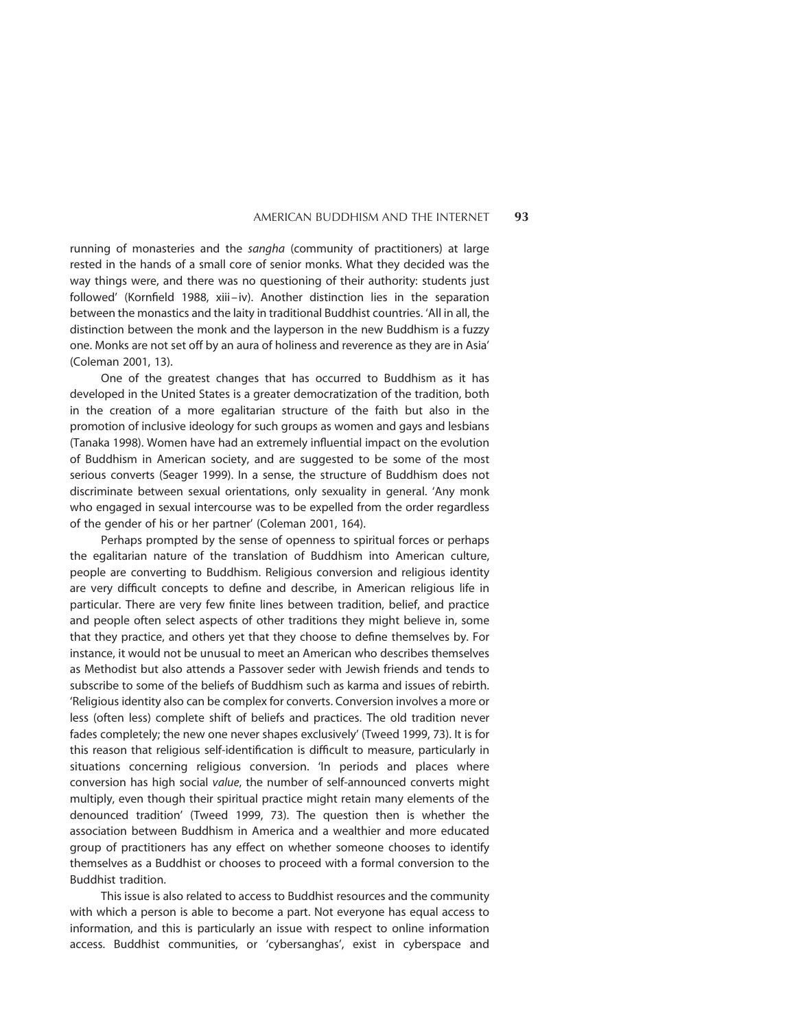running of monasteries and the *sangha* (community of practitioners) at large rested in the hands of a small core of senior monks. What they decided was the way things were, and there was no questioning of their authority: students just followed' (Kornfield 1988, xiii–iv). Another distinction lies in the separation between the monastics and the laity in traditional Buddhist countries. 'All in all, the distinction between the monk and the layperson in the new Buddhism is a fuzzy one. Monks are not set off by an aura of holiness and reverence as they are in Asia' (Coleman 2001, 13).

One of the greatest changes that has occurred to Buddhism as it has developed in the United States is a greater democratization of the tradition, both in the creation of a more egalitarian structure of the faith but also in the promotion of inclusive ideology for such groups as women and gays and lesbians (Tanaka 1998). Women have had an extremely influential impact on the evolution of Buddhism in American society, and are suggested to be some of the most serious converts (Seager 1999). In a sense, the structure of Buddhism does not discriminate between sexual orientations, only sexuality in general. 'Any monk who engaged in sexual intercourse was to be expelled from the order regardless of the gender of his or her partner' (Coleman 2001, 164).

Perhaps prompted by the sense of openness to spiritual forces or perhaps the egalitarian nature of the translation of Buddhism into American culture, people are converting to Buddhism. Religious conversion and religious identity are very difficult concepts to define and describe, in American religious life in particular. There are very few finite lines between tradition, belief, and practice and people often select aspects of other traditions they might believe in, some that they practice, and others yet that they choose to define themselves by. For instance, it would not be unusual to meet an American who describes themselves as Methodist but also attends a Passover seder with Jewish friends and tends to subscribe to some of the beliefs of Buddhism such as karma and issues of rebirth. 'Religious identity also can be complex for converts. Conversion involves a more or less (often less) complete shift of beliefs and practices. The old tradition never fades completely; the new one never shapes exclusively' (Tweed 1999, 73). It is for this reason that religious self-identification is difficult to measure, particularly in situations concerning religious conversion. 'In periods and places where conversion has high social *value*, the number of self-announced converts might multiply, even though their spiritual practice might retain many elements of the denounced tradition' (Tweed 1999, 73). The question then is whether the association between Buddhism in America and a wealthier and more educated group of practitioners has any effect on whether someone chooses to identify themselves as a Buddhist or chooses to proceed with a formal conversion to the Buddhist tradition.

This issue is also related to access to Buddhist resources and the community with which a person is able to become a part. Not everyone has equal access to information, and this is particularly an issue with respect to online information access. Buddhist communities, or 'cybersanghas', exist in cyberspace and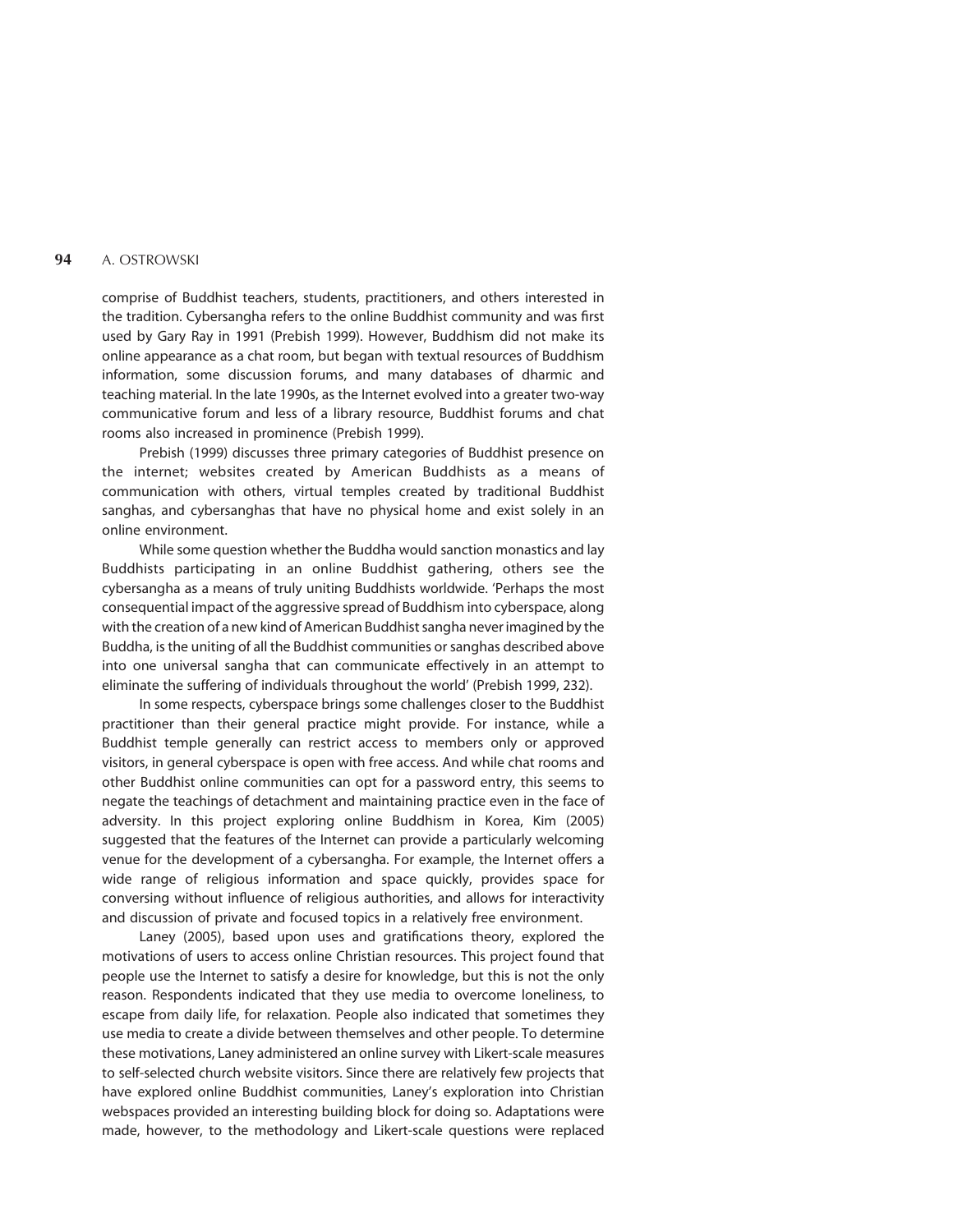comprise of Buddhist teachers, students, practitioners, and others interested in the tradition. Cybersangha refers to the online Buddhist community and was first used by Gary Ray in 1991 (Prebish 1999). However, Buddhism did not make its online appearance as a chat room, but began with textual resources of Buddhism information, some discussion forums, and many databases of dharmic and teaching material. In the late 1990s, as the Internet evolved into a greater two-way communicative forum and less of a library resource, Buddhist forums and chat rooms also increased in prominence (Prebish 1999).

Prebish (1999) discusses three primary categories of Buddhist presence on the internet; websites created by American Buddhists as a means of communication with others, virtual temples created by traditional Buddhist sanghas, and cybersanghas that have no physical home and exist solely in an online environment.

While some question whether the Buddha would sanction monastics and lay Buddhists participating in an online Buddhist gathering, others see the cybersangha as a means of truly uniting Buddhists worldwide. 'Perhaps the most consequential impact of the aggressive spread of Buddhism into cyberspace, along with the creation of a new kind of American Buddhist sangha never imagined by the Buddha, is the uniting of all the Buddhist communities or sanghas described above into one universal sangha that can communicate effectively in an attempt to eliminate the suffering of individuals throughout the world' (Prebish 1999, 232).

In some respects, cyberspace brings some challenges closer to the Buddhist practitioner than their general practice might provide. For instance, while a Buddhist temple generally can restrict access to members only or approved visitors, in general cyberspace is open with free access. And while chat rooms and other Buddhist online communities can opt for a password entry, this seems to negate the teachings of detachment and maintaining practice even in the face of adversity. In this project exploring online Buddhism in Korea, Kim (2005) suggested that the features of the Internet can provide a particularly welcoming venue for the development of a cybersangha. For example, the Internet offers a wide range of religious information and space quickly, provides space for conversing without influence of religious authorities, and allows for interactivity and discussion of private and focused topics in a relatively free environment.

Laney (2005), based upon uses and gratifications theory, explored the motivations of users to access online Christian resources. This project found that people use the Internet to satisfy a desire for knowledge, but this is not the only reason. Respondents indicated that they use media to overcome loneliness, to escape from daily life, for relaxation. People also indicated that sometimes they use media to create a divide between themselves and other people. To determine these motivations, Laney administered an online survey with Likert-scale measures to self-selected church website visitors. Since there are relatively few projects that have explored online Buddhist communities, Laney's exploration into Christian webspaces provided an interesting building block for doing so. Adaptations were made, however, to the methodology and Likert-scale questions were replaced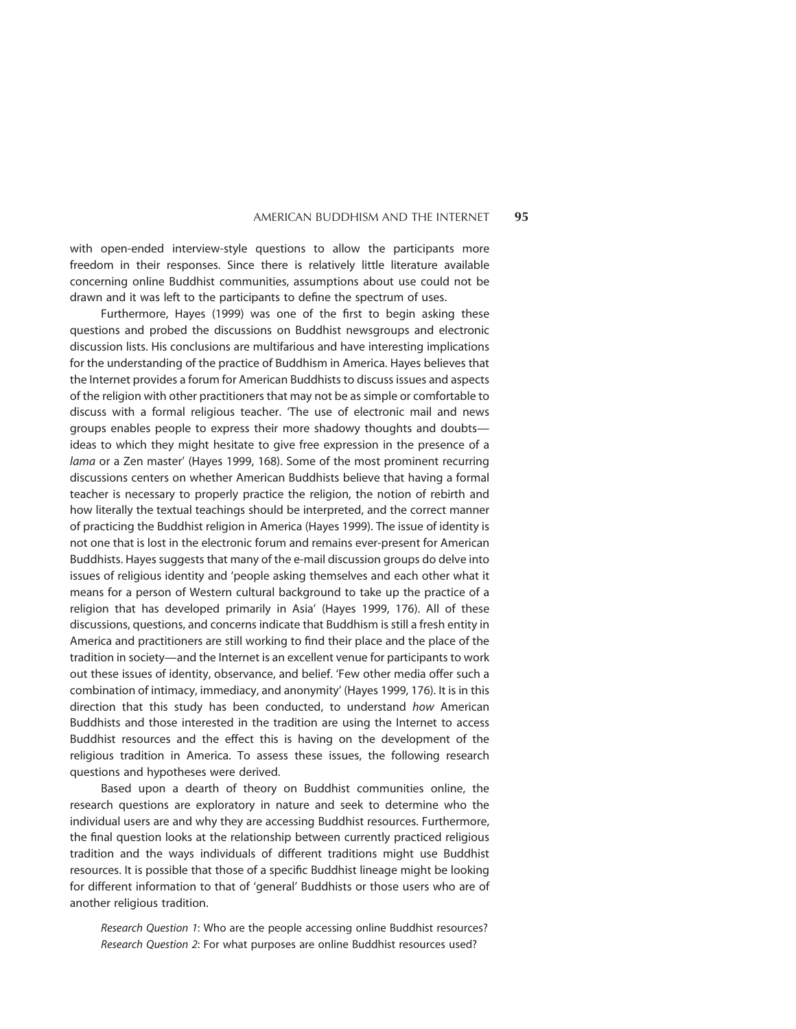with open-ended interview-style questions to allow the participants more freedom in their responses. Since there is relatively little literature available concerning online Buddhist communities, assumptions about use could not be drawn and it was left to the participants to define the spectrum of uses.

Furthermore, Hayes (1999) was one of the first to begin asking these questions and probed the discussions on Buddhist newsgroups and electronic discussion lists. His conclusions are multifarious and have interesting implications for the understanding of the practice of Buddhism in America. Hayes believes that the Internet provides a forum for American Buddhists to discuss issues and aspects of the religion with other practitioners that may not be as simple or comfortable to discuss with a formal religious teacher. 'The use of electronic mail and news groups enables people to express their more shadowy thoughts and doubts—ideas to which they might hesitate to give free expression in the presence of a *lama* or a Zen master' (Hayes 1999, 168). Some of the most prominent recurring discussions centers on whether American Buddhists believe that having a formal teacher is necessary to properly practice the religion, the notion of rebirth and how literally the textual teachings should be interpreted, and the correct manner of practicing the Buddhist religion in America (Hayes 1999). The issue of identity is not one that is lost in the electronic forum and remains ever-present for American Buddhists. Hayes suggests that many of the e-mail discussion groups do delve into issues of religious identity and 'people asking themselves and each other what it means for a person of Western cultural background to take up the practice of a religion that has developed primarily in Asia' (Hayes 1999, 176). All of these discussions, questions, and concerns indicate that Buddhism is still a fresh entity in America and practitioners are still working to find their place and the place of the tradition in society—and the Internet is an excellent venue for participants to work out these issues of identity, observance, and belief. 'Few other media offer such a combination of intimacy, immediacy, and anonymity' (Hayes 1999, 176). It is in this direction that this study has been conducted, to understand *how* American Buddhists and those interested in the tradition are using the Internet to access Buddhist resources and the effect this is having on the development of the religious tradition in America. To assess these issues, the following research questions and hypotheses were derived.

Based upon a dearth of theory on Buddhist communities online, the research questions are exploratory in nature and seek to determine who the individual users are and why they are accessing Buddhist resources. Furthermore, the final question looks at the relationship between currently practiced religious tradition and the ways individuals of different traditions might use Buddhist resources. It is possible that those of a specific Buddhist lineage might be looking for different information to that of 'general' Buddhists or those users who are of another religious tradition.

*Research Question 1*: Who are the people accessing online Buddhist resources?
*Research Question 2*: For what purposes are online Buddhist resources used?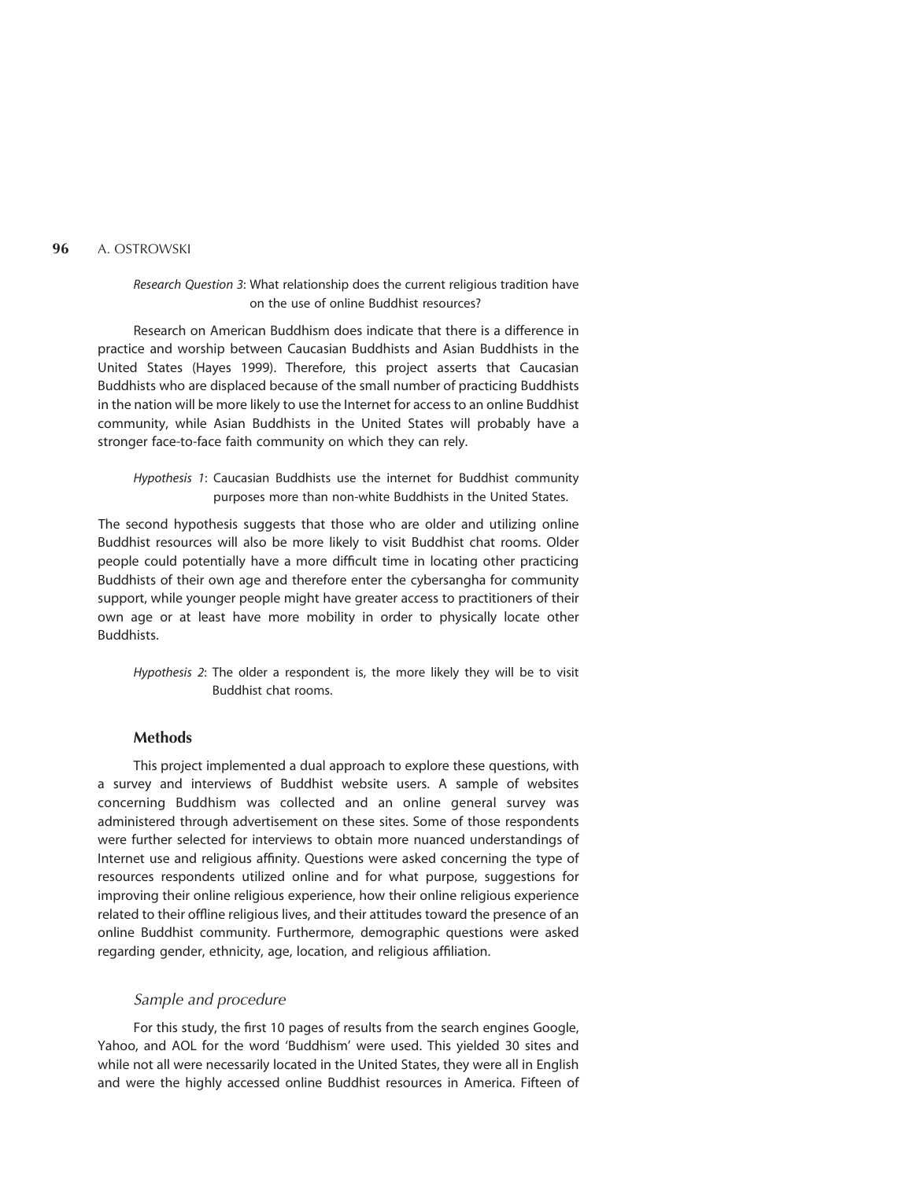*Research Question 3*: What relationship does the current religious tradition have on the use of online Buddhist resources?

Research on American Buddhism does indicate that there is a difference in practice and worship between Caucasian Buddhists and Asian Buddhists in the United States (Hayes 1999). Therefore, this project asserts that Caucasian Buddhists who are displaced because of the small number of practicing Buddhists in the nation will be more likely to use the Internet for access to an online Buddhist community, while Asian Buddhists in the United States will probably have a stronger face-to-face faith community on which they can rely.

*Hypothesis 1*: Caucasian Buddhists use the internet for Buddhist community purposes more than non-white Buddhists in the United States.

The second hypothesis suggests that those who are older and utilizing online Buddhist resources will also be more likely to visit Buddhist chat rooms. Older people could potentially have a more difficult time in locating other practicing Buddhists of their own age and therefore enter the cybersangha for community support, while younger people might have greater access to practitioners of their own age or at least have more mobility in order to physically locate other Buddhists.

*Hypothesis 2*: The older a respondent is, the more likely they will be to visit Buddhist chat rooms.

## Methods

This project implemented a dual approach to explore these questions, with a survey and interviews of Buddhist website users. A sample of websites concerning Buddhism was collected and an online general survey was administered through advertisement on these sites. Some of those respondents were further selected for interviews to obtain more nuanced understandings of Internet use and religious affinity. Questions were asked concerning the type of resources respondents utilized online and for what purpose, suggestions for improving their online religious experience, how their online religious experience related to their offline religious lives, and their attitudes toward the presence of an online Buddhist community. Furthermore, demographic questions were asked regarding gender, ethnicity, age, location, and religious affiliation.

### *Sample and procedure*

For this study, the first 10 pages of results from the search engines Google, Yahoo, and AOL for the word 'Buddhism' were used. This yielded 30 sites and while not all were necessarily located in the United States, they were all in English and were the highly accessed online Buddhist resources in America. Fifteen of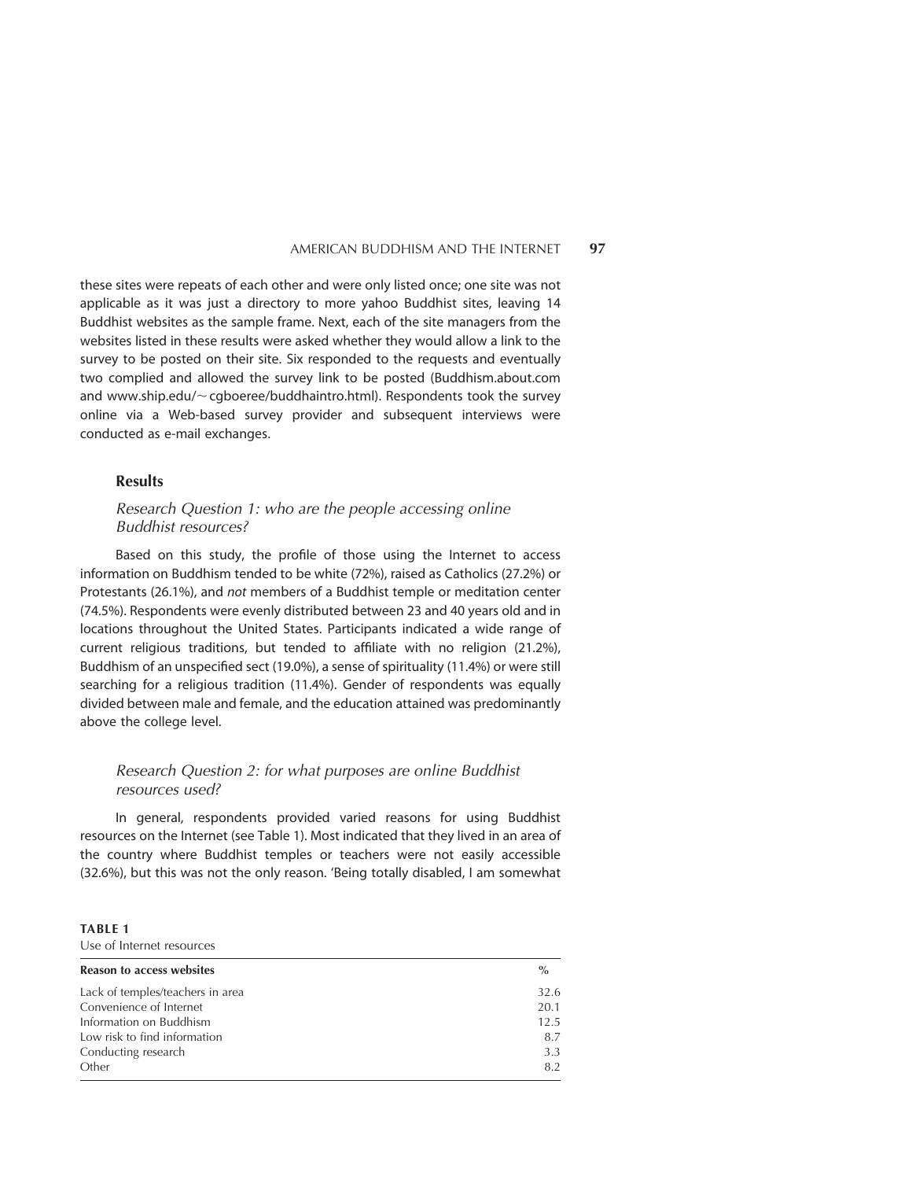these sites were repeats of each other and were only listed once; one site was not applicable as it was just a directory to more yahoo Buddhist sites, leaving 14 Buddhist websites as the sample frame. Next, each of the site managers from the websites listed in these results were asked whether they would allow a link to the survey to be posted on their site. Six responded to the requests and eventually two complied and allowed the survey link to be posted (Buddhism.about.com and www.ship.edu/~cgboeree/buddhaintro.html). Respondents took the survey online via a Web-based survey provider and subsequent interviews were conducted as e-mail exchanges.

## Results

### *Research Question 1: who are the people accessing online Buddhist resources?*

Based on this study, the profile of those using the Internet to access information on Buddhism tended to be white (72%), raised as Catholics (27.2%) or Protestants (26.1%), and *not* members of a Buddhist temple or meditation center (74.5%). Respondents were evenly distributed between 23 and 40 years old and in locations throughout the United States. Participants indicated a wide range of current religious traditions, but tended to affiliate with no religion (21.2%), Buddhism of an unspecified sect (19.0%), a sense of spirituality (11.4%) or were still searching for a religious tradition (11.4%). Gender of respondents was equally divided between male and female, and the education attained was predominantly above the college level.

### *Research Question 2: for what purposes are online Buddhist resources used?*

In general, respondents provided varied reasons for using Buddhist resources on the Internet (see Table 1). Most indicated that they lived in an area of the country where Buddhist temples or teachers were not easily accessible (32.6%), but this was not the only reason. 'Being totally disabled, I am somewhat

**TABLE 1**
Use of Internet resources

| Reason to access websites | % |
|---|---|
| Lack of temples/teachers in area | 32.6 |
| Convenience of Internet | 20.1 |
| Information on Buddhism | 12.5 |
| Low risk to find information | 8.7 |
| Conducting research | 3.3 |
| Other | 8.2 |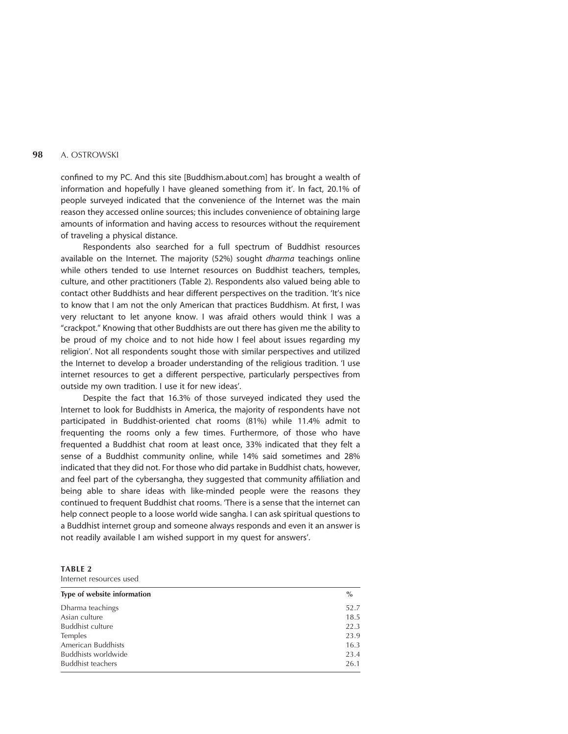confined to my PC. And this site [Buddhism.about.com] has brought a wealth of information and hopefully I have gleaned something from it'. In fact, 20.1% of people surveyed indicated that the convenience of the Internet was the main reason they accessed online sources; this includes convenience of obtaining large amounts of information and having access to resources without the requirement of traveling a physical distance.

Respondents also searched for a full spectrum of Buddhist resources available on the Internet. The majority (52%) sought *dharma* teachings online while others tended to use Internet resources on Buddhist teachers, temples, culture, and other practitioners (Table 2). Respondents also valued being able to contact other Buddhists and hear different perspectives on the tradition. 'It's nice to know that I am not the only American that practices Buddhism. At first, I was very reluctant to let anyone know. I was afraid others would think I was a "crackpot." Knowing that other Buddhists are out there has given me the ability to be proud of my choice and to not hide how I feel about issues regarding my religion'. Not all respondents sought those with similar perspectives and utilized the Internet to develop a broader understanding of the religious tradition. 'I use internet resources to get a different perspective, particularly perspectives from outside my own tradition. I use it for new ideas'.

Despite the fact that 16.3% of those surveyed indicated they used the Internet to look for Buddhists in America, the majority of respondents have not participated in Buddhist-oriented chat rooms (81%) while 11.4% admit to frequenting the rooms only a few times. Furthermore, of those who have frequented a Buddhist chat room at least once, 33% indicated that they felt a sense of a Buddhist community online, while 14% said sometimes and 28% indicated that they did not. For those who did partake in Buddhist chats, however, and feel part of the cybersangha, they suggested that community affiliation and being able to share ideas with like-minded people were the reasons they continued to frequent Buddhist chat rooms. 'There is a sense that the internet can help connect people to a loose world wide sangha. I can ask spiritual questions to a Buddhist internet group and someone always responds and even it an answer is not readily available I am wished support in my quest for answers'.

**TABLE 2**
Internet resources used

| Type of website information | % |
|---|---|
| Dharma teachings | 52.7 |
| Asian culture | 18.5 |
| Buddhist culture | 22.3 |
| Temples | 23.9 |
| American Buddhists | 16.3 |
| Buddhists worldwide | 23.4 |
| Buddhist teachers | 26.1 |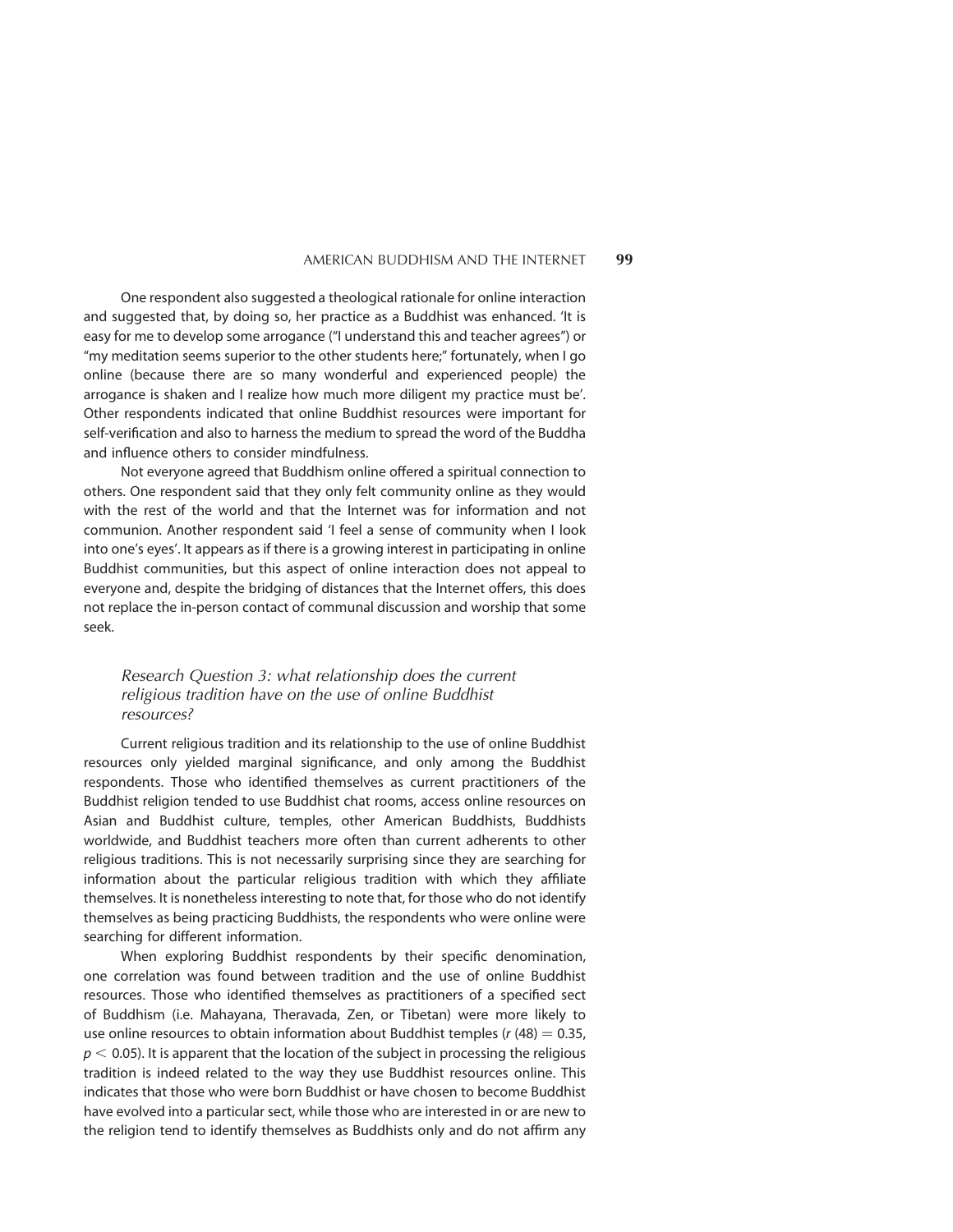One respondent also suggested a theological rationale for online interaction and suggested that, by doing so, her practice as a Buddhist was enhanced. 'It is easy for me to develop some arrogance ("I understand this and teacher agrees") or "my meditation seems superior to the other students here;" fortunately, when I go online (because there are so many wonderful and experienced people) the arrogance is shaken and I realize how much more diligent my practice must be'. Other respondents indicated that online Buddhist resources were important for self-verification and also to harness the medium to spread the word of the Buddha and influence others to consider mindfulness.

Not everyone agreed that Buddhism online offered a spiritual connection to others. One respondent said that they only felt community online as they would with the rest of the world and that the Internet was for information and not communion. Another respondent said 'I feel a sense of community when I look into one's eyes'. It appears as if there is a growing interest in participating in online Buddhist communities, but this aspect of online interaction does not appeal to everyone and, despite the bridging of distances that the Internet offers, this does not replace the in-person contact of communal discussion and worship that some seek.

### *Research Question 3: what relationship does the current religious tradition have on the use of online Buddhist resources?*

Current religious tradition and its relationship to the use of online Buddhist resources only yielded marginal significance, and only among the Buddhist respondents. Those who identified themselves as current practitioners of the Buddhist religion tended to use Buddhist chat rooms, access online resources on Asian and Buddhist culture, temples, other American Buddhists, Buddhists worldwide, and Buddhist teachers more often than current adherents to other religious traditions. This is not necessarily surprising since they are searching for information about the particular religious tradition with which they affiliate themselves. It is nonetheless interesting to note that, for those who do not identify themselves as being practicing Buddhists, the respondents who were online were searching for different information.

When exploring Buddhist respondents by their specific denomination, one correlation was found between tradition and the use of online Buddhist resources. Those who identified themselves as practitioners of a specified sect of Buddhism (i.e. Mahayana, Theravada, Zen, or Tibetan) were more likely to use online resources to obtain information about Buddhist temples ($r\ (48) = 0.35$, $p < 0.05$). It is apparent that the location of the subject in processing the religious tradition is indeed related to the way they use Buddhist resources online. This indicates that those who were born Buddhist or have chosen to become Buddhist have evolved into a particular sect, while those who are interested in or are new to the religion tend to identify themselves as Buddhists only and do not affirm any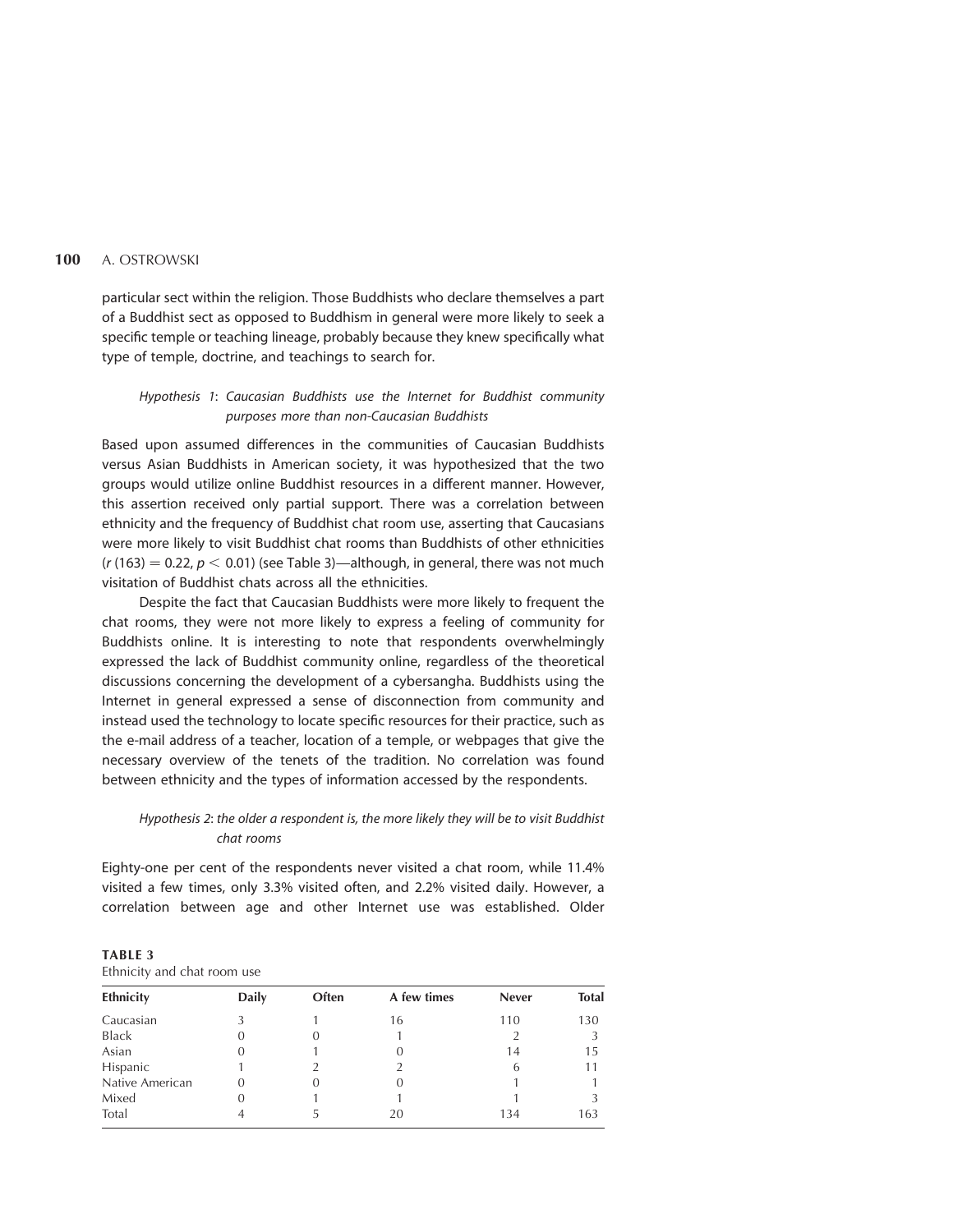particular sect within the religion. Those Buddhists who declare themselves a part of a Buddhist sect as opposed to Buddhism in general were more likely to seek a specific temple or teaching lineage, probably because they knew specifically what type of temple, doctrine, and teachings to search for.

*Hypothesis 1*: *Caucasian Buddhists use the Internet for Buddhist community purposes more than non-Caucasian Buddhists*

Based upon assumed differences in the communities of Caucasian Buddhists versus Asian Buddhists in American society, it was hypothesized that the two groups would utilize online Buddhist resources in a different manner. However, this assertion received only partial support. There was a correlation between ethnicity and the frequency of Buddhist chat room use, asserting that Caucasians were more likely to visit Buddhist chat rooms than Buddhists of other ethnicities ($r\,(163) = 0.22$, $p < 0.01$) (see Table 3)—although, in general, there was not much visitation of Buddhist chats across all the ethnicities.

Despite the fact that Caucasian Buddhists were more likely to frequent the chat rooms, they were not more likely to express a feeling of community for Buddhists online. It is interesting to note that respondents overwhelmingly expressed the lack of Buddhist community online, regardless of the theoretical discussions concerning the development of a cybersangha. Buddhists using the Internet in general expressed a sense of disconnection from community and instead used the technology to locate specific resources for their practice, such as the e-mail address of a teacher, location of a temple, or webpages that give the necessary overview of the tenets of the tradition. No correlation was found between ethnicity and the types of information accessed by the respondents.

*Hypothesis 2*: *the older a respondent is, the more likely they will be to visit Buddhist chat rooms*

Eighty-one per cent of the respondents never visited a chat room, while 11.4% visited a few times, only 3.3% visited often, and 2.2% visited daily. However, a correlation between age and other Internet use was established. Older

**TABLE 3**
Ethnicity and chat room use

| Ethnicity | Daily | Often | A few times | Never | Total |
|---|---|---|---|---|---|
| Caucasian | 3 | 1 | 16 | 110 | 130 |
| Black | 0 | 0 | 1 | 2 | 3 |
| Asian | 0 | 1 | 0 | 14 | 15 |
| Hispanic | 1 | 2 | 2 | 6 | 11 |
| Native American | 0 | 0 | 0 | 1 | 1 |
| Mixed | 0 | 1 | 1 | 1 | 3 |
| Total | 4 | 5 | 20 | 134 | 163 |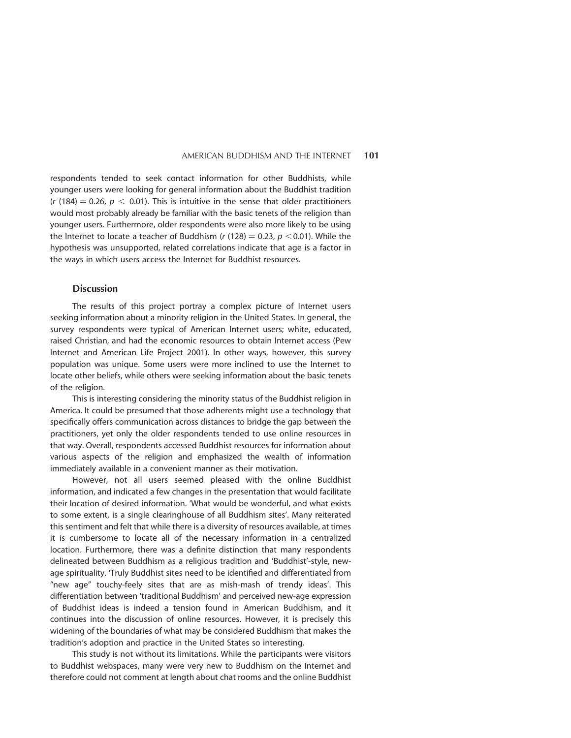respondents tended to seek contact information for other Buddhists, while younger users were looking for general information about the Buddhist tradition ($r$ (184) $= 0.26$, $p < 0.01$). This is intuitive in the sense that older practitioners would most probably already be familiar with the basic tenets of the religion than younger users. Furthermore, older respondents were also more likely to be using the Internet to locate a teacher of Buddhism ($r$ (128) $= 0.23$, $p < 0.01$). While the hypothesis was unsupported, related correlations indicate that age is a factor in the ways in which users access the Internet for Buddhist resources.

## Discussion

The results of this project portray a complex picture of Internet users seeking information about a minority religion in the United States. In general, the survey respondents were typical of American Internet users; white, educated, raised Christian, and had the economic resources to obtain Internet access (Pew Internet and American Life Project 2001). In other ways, however, this survey population was unique. Some users were more inclined to use the Internet to locate other beliefs, while others were seeking information about the basic tenets of the religion.

This is interesting considering the minority status of the Buddhist religion in America. It could be presumed that those adherents might use a technology that specifically offers communication across distances to bridge the gap between the practitioners, yet only the older respondents tended to use online resources in that way. Overall, respondents accessed Buddhist resources for information about various aspects of the religion and emphasized the wealth of information immediately available in a convenient manner as their motivation.

However, not all users seemed pleased with the online Buddhist information, and indicated a few changes in the presentation that would facilitate their location of desired information. 'What would be wonderful, and what exists to some extent, is a single clearinghouse of all Buddhism sites'. Many reiterated this sentiment and felt that while there is a diversity of resources available, at times it is cumbersome to locate all of the necessary information in a centralized location. Furthermore, there was a definite distinction that many respondents delineated between Buddhism as a religious tradition and 'Buddhist'-style, new-age spirituality. 'Truly Buddhist sites need to be identified and differentiated from "new age" touchy-feely sites that are as mish-mash of trendy ideas'. This differentiation between 'traditional Buddhism' and perceived new-age expression of Buddhist ideas is indeed a tension found in American Buddhism, and it continues into the discussion of online resources. However, it is precisely this widening of the boundaries of what may be considered Buddhism that makes the tradition's adoption and practice in the United States so interesting.

This study is not without its limitations. While the participants were visitors to Buddhist webspaces, many were very new to Buddhism on the Internet and therefore could not comment at length about chat rooms and the online Buddhist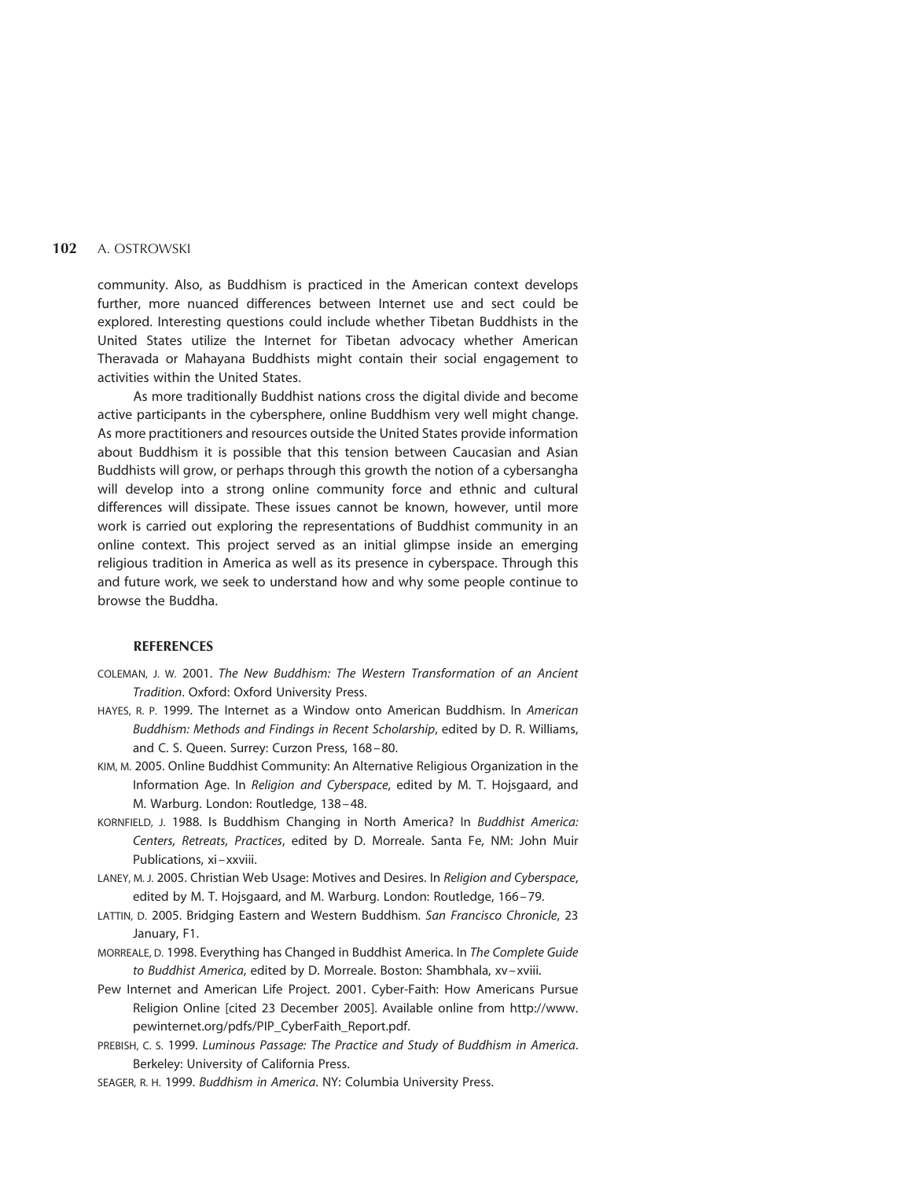community. Also, as Buddhism is practiced in the American context develops further, more nuanced differences between Internet use and sect could be explored. Interesting questions could include whether Tibetan Buddhists in the United States utilize the Internet for Tibetan advocacy whether American Theravada or Mahayana Buddhists might contain their social engagement to activities within the United States.

As more traditionally Buddhist nations cross the digital divide and become active participants in the cybersphere, online Buddhism very well might change. As more practitioners and resources outside the United States provide information about Buddhism it is possible that this tension between Caucasian and Asian Buddhists will grow, or perhaps through this growth the notion of a cybersangha will develop into a strong online community force and ethnic and cultural differences will dissipate. These issues cannot be known, however, until more work is carried out exploring the representations of Buddhist community in an online context. This project served as an initial glimpse inside an emerging religious tradition in America as well as its presence in cyberspace. Through this and future work, we seek to understand how and why some people continue to browse the Buddha.

## REFERENCES

COLEMAN, J. W. 2001. *The New Buddhism: The Western Transformation of an Ancient Tradition*. Oxford: Oxford University Press.

HAYES, R. P. 1999. The Internet as a Window onto American Buddhism. In *American Buddhism: Methods and Findings in Recent Scholarship*, edited by D. R. Williams, and C. S. Queen. Surrey: Curzon Press, 168–80.

KIM, M. 2005. Online Buddhist Community: An Alternative Religious Organization in the Information Age. In *Religion and Cyberspace*, edited by M. T. Hojsgaard, and M. Warburg. London: Routledge, 138–48.

KORNFIELD, J. 1988. Is Buddhism Changing in North America? In *Buddhist America: Centers, Retreats, Practices*, edited by D. Morreale. Santa Fe, NM: John Muir Publications, xi–xxviii.

LANEY, M. J. 2005. Christian Web Usage: Motives and Desires. In *Religion and Cyberspace*, edited by M. T. Hojsgaard, and M. Warburg. London: Routledge, 166–79.

LATTIN, D. 2005. Bridging Eastern and Western Buddhism. *San Francisco Chronicle*, 23 January, F1.

MORREALE, D. 1998. Everything has Changed in Buddhist America. In *The Complete Guide to Buddhist America*, edited by D. Morreale. Boston: Shambhala, xv–xviii.

Pew Internet and American Life Project. 2001. Cyber-Faith: How Americans Pursue Religion Online [cited 23 December 2005]. Available online from http://www.pewinternet.org/pdfs/PIP_CyberFaith_Report.pdf.

PREBISH, C. S. 1999. *Luminous Passage: The Practice and Study of Buddhism in America*. Berkeley: University of California Press.

SEAGER, R. H. 1999. *Buddhism in America*. NY: Columbia University Press.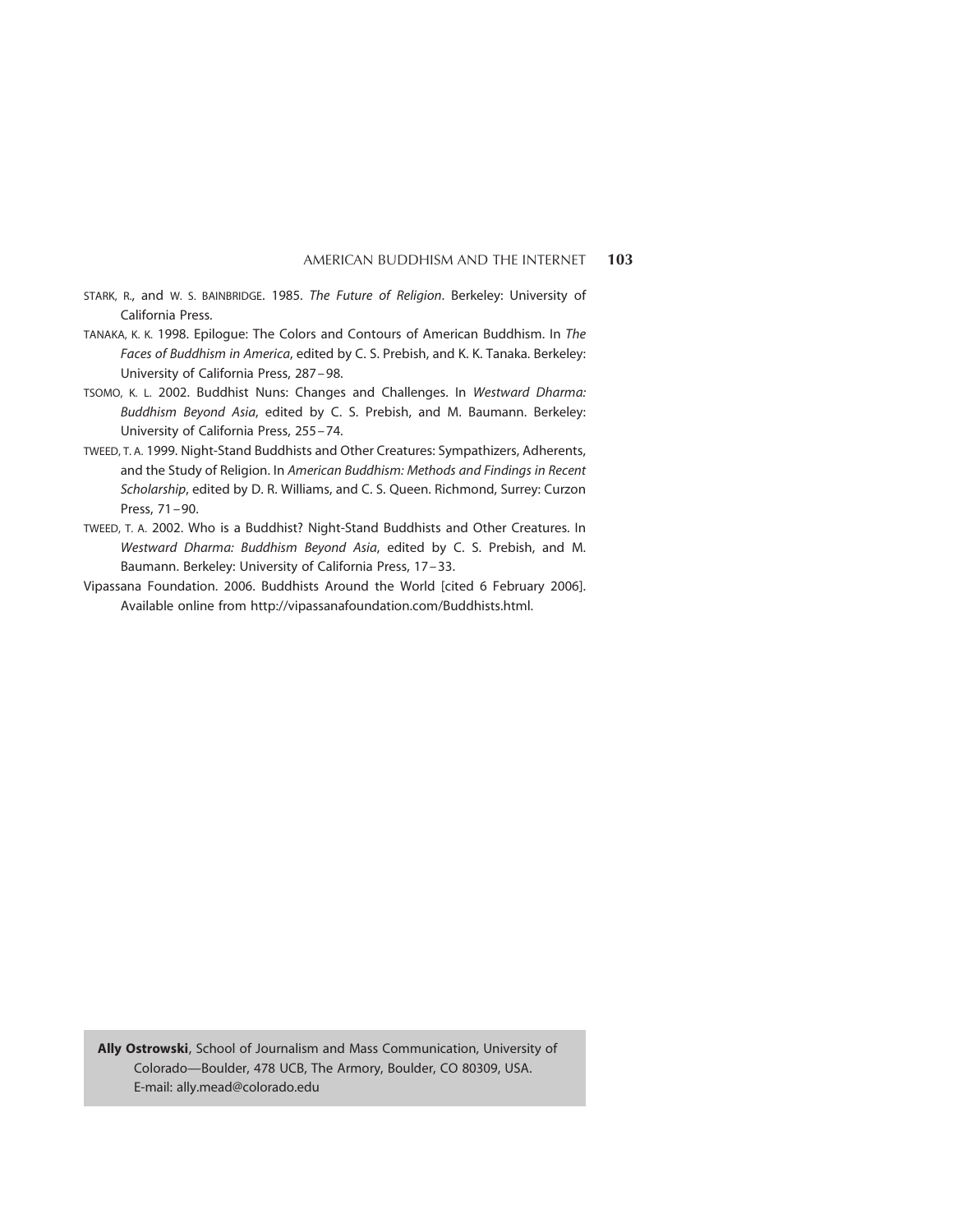STARK, R., and W. S. BAINBRIDGE. 1985. *The Future of Religion*. Berkeley: University of California Press.

TANAKA, K. K. 1998. Epilogue: The Colors and Contours of American Buddhism. In *The Faces of Buddhism in America*, edited by C. S. Prebish, and K. K. Tanaka. Berkeley: University of California Press, 287–98.

TSOMO, K. L. 2002. Buddhist Nuns: Changes and Challenges. In *Westward Dharma: Buddhism Beyond Asia*, edited by C. S. Prebish, and M. Baumann. Berkeley: University of California Press, 255–74.

TWEED, T. A. 1999. Night-Stand Buddhists and Other Creatures: Sympathizers, Adherents, and the Study of Religion. In *American Buddhism: Methods and Findings in Recent Scholarship*, edited by D. R. Williams, and C. S. Queen. Richmond, Surrey: Curzon Press, 71–90.

TWEED, T. A. 2002. Who is a Buddhist? Night-Stand Buddhists and Other Creatures. In *Westward Dharma: Buddhism Beyond Asia*, edited by C. S. Prebish, and M. Baumann. Berkeley: University of California Press, 17–33.

Vipassana Foundation. 2006. Buddhists Around the World [cited 6 February 2006]. Available online from http://vipassanafoundation.com/Buddhists.html.

**Ally Ostrowski**, School of Journalism and Mass Communication, University of Colorado—Boulder, 478 UCB, The Armory, Boulder, CO 80309, USA. E-mail: ally.mead@colorado.edu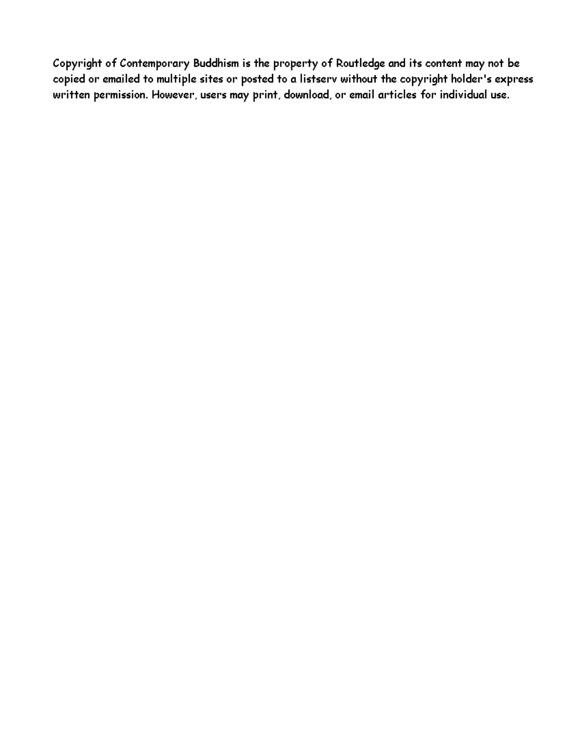Copyright of Contemporary Buddhism is the property of Routledge and its content may not be copied or emailed to multiple sites or posted to a listserv without the copyright holder's express written permission. However, users may print, download, or email articles for individual use.